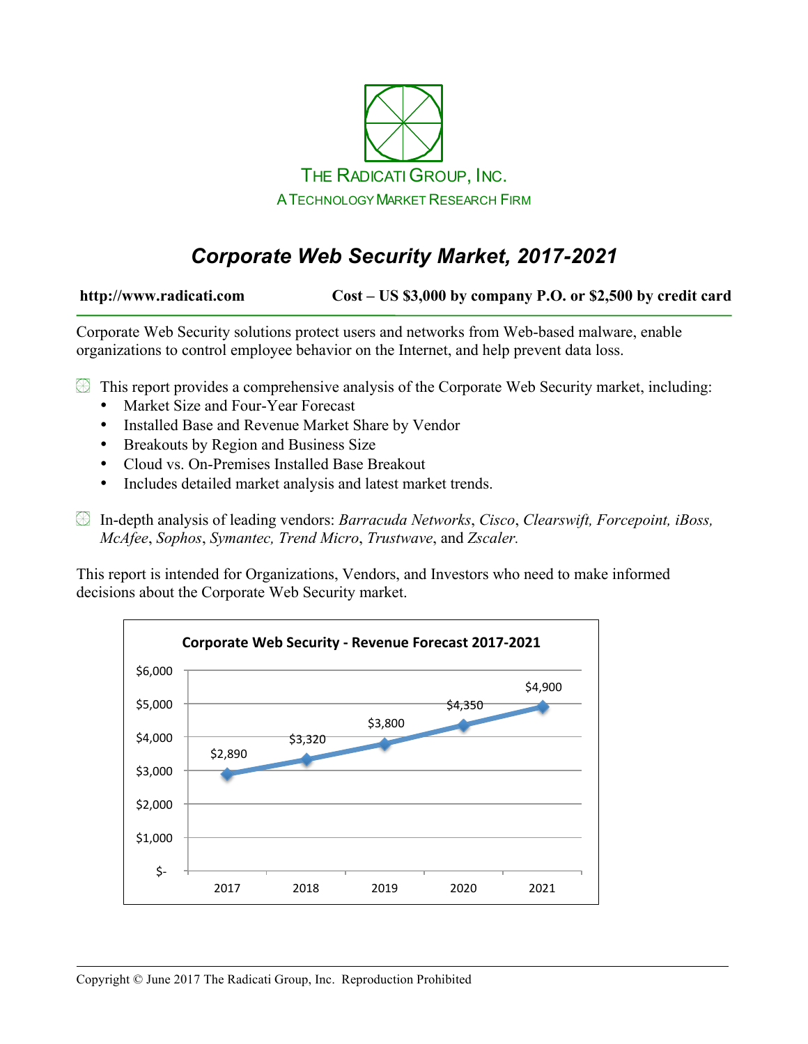THE RADICATI GROUP, INC.

A TECHNOLOGY MARKET RESEARCH FIRM

# *Corporate Web Security Market, 2017-2021*

**http://www.radicati.com** **Cost – US $3,000 by company P.O. or $2,500 by credit card**

Corporate Web Security solutions protect users and networks from Web-based malware, enable organizations to control employee behavior on the Internet, and help prevent data loss.

This report provides a comprehensive analysis of the Corporate Web Security market, including:

- Market Size and Four-Year Forecast
- Installed Base and Revenue Market Share by Vendor
- Breakouts by Region and Business Size
- Cloud vs. On-Premises Installed Base Breakout
- Includes detailed market analysis and latest market trends.

In-depth analysis of leading vendors: *Barracuda Networks*, *Cisco*, *Clearswift, Forcepoint, iBoss, McAfee*, *Sophos*, *Symantec, Trend Micro*, *Trustwave*, and *Zscaler.*

This report is intended for Organizations, Vendors, and Investors who need to make informed decisions about the Corporate Web Security market.

Corporate Web Security - Revenue Forecast 2017-2021

$6,000
$5,000
$4,000
$3,000
$2,000
$1,000
$-

2017 2018 2019 2020 2021

$2,890 $3,320 $3,800 $4,350 $4,900

Copyright © June 2017 The Radicati Group, Inc. Reproduction Prohibited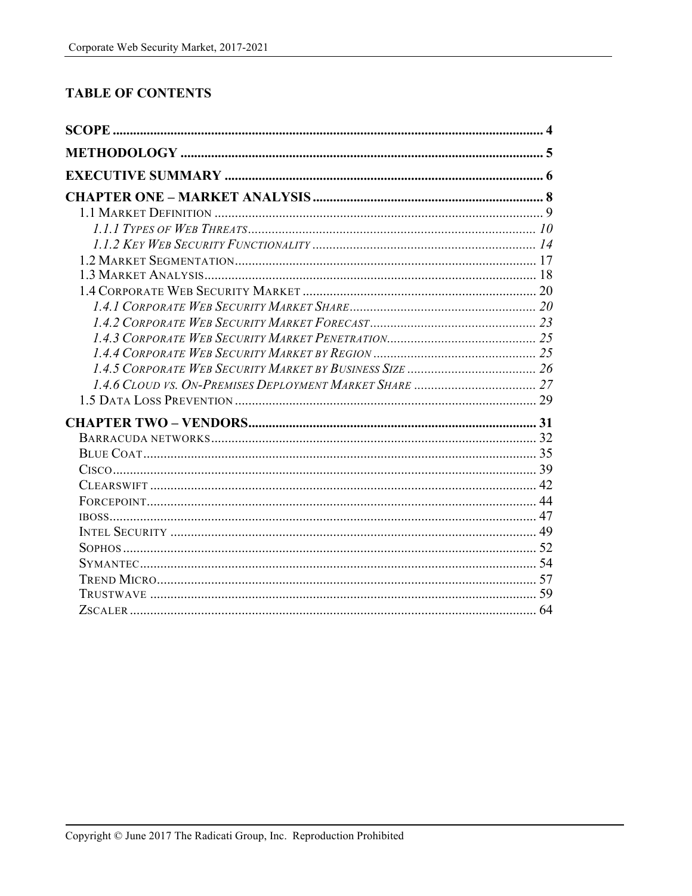## TABLE OF CONTENTS

**SCOPE** .......... 4

**METHODOLOGY** .......... 5

**EXECUTIVE SUMMARY** .......... 6

**CHAPTER ONE – MARKET ANALYSIS** .......... 8

- 1.1 Market Definition .......... 9
  - *1.1.1 Types of Web Threats* .......... 10
  - *1.1.2 Key Web Security Functionality* .......... 14
- 1.2 Market Segmentation .......... 17
- 1.3 Market Analysis .......... 18
- 1.4 Corporate Web Security Market .......... 20
  - *1.4.1 Corporate Web Security Market Share* .......... 20
  - *1.4.2 Corporate Web Security Market Forecast* .......... 23
  - *1.4.3 Corporate Web Security Market Penetration* .......... 25
  - *1.4.4 Corporate Web Security Market by Region* .......... 25
  - *1.4.5 Corporate Web Security Market by Business Size* .......... 26
  - *1.4.6 Cloud vs. On-Premises Deployment Market Share* .......... 27
- 1.5 Data Loss Prevention .......... 29

**CHAPTER TWO – VENDORS** .......... 31

- Barracuda networks .......... 32
- Blue Coat .......... 35
- Cisco .......... 39
- Clearswift .......... 42
- Forcepoint .......... 44
- iboss .......... 47
- Intel Security .......... 49
- Sophos .......... 52
- Symantec .......... 54
- Trend Micro .......... 57
- Trustwave .......... 59
- Zscaler .......... 64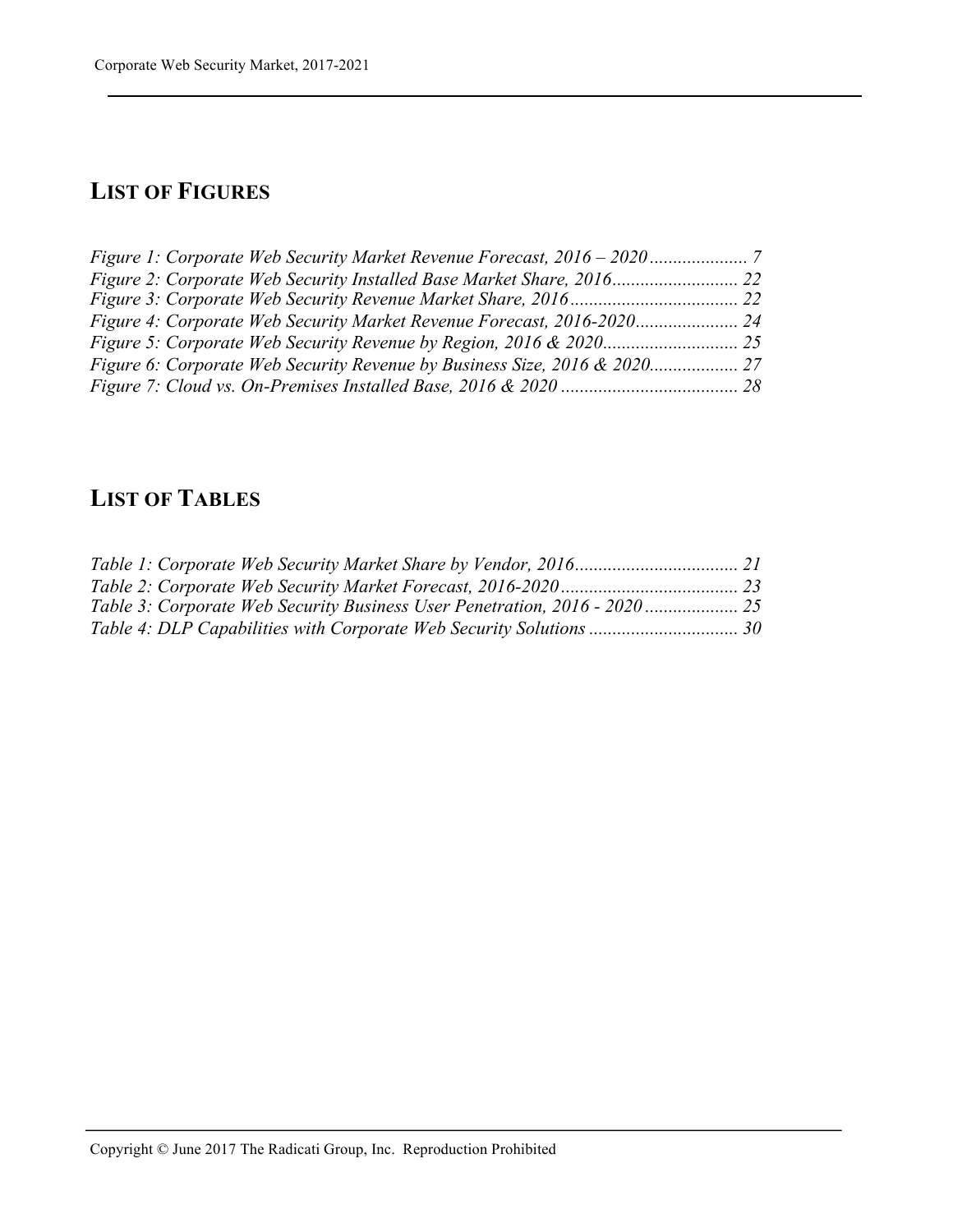## LIST OF FIGURES

*Figure 1: Corporate Web Security Market Revenue Forecast, 2016 – 2020 ..................... 7*
*Figure 2: Corporate Web Security Installed Base Market Share, 2016........................... 22*
*Figure 3: Corporate Web Security Revenue Market Share, 2016.................................... 22*
*Figure 4: Corporate Web Security Market Revenue Forecast, 2016-2020...................... 24*
*Figure 5: Corporate Web Security Revenue by Region, 2016 & 2020............................. 25*
*Figure 6: Corporate Web Security Revenue by Business Size, 2016 & 2020................... 27*
*Figure 7: Cloud vs. On-Premises Installed Base, 2016 & 2020 ...................................... 28*

## LIST OF TABLES

*Table 1: Corporate Web Security Market Share by Vendor, 2016................................... 21*
*Table 2: Corporate Web Security Market Forecast, 2016-2020...................................... 23*
*Table 3: Corporate Web Security Business User Penetration, 2016 - 2020.................... 25*
*Table 4: DLP Capabilities with Corporate Web Security Solutions ................................ 30*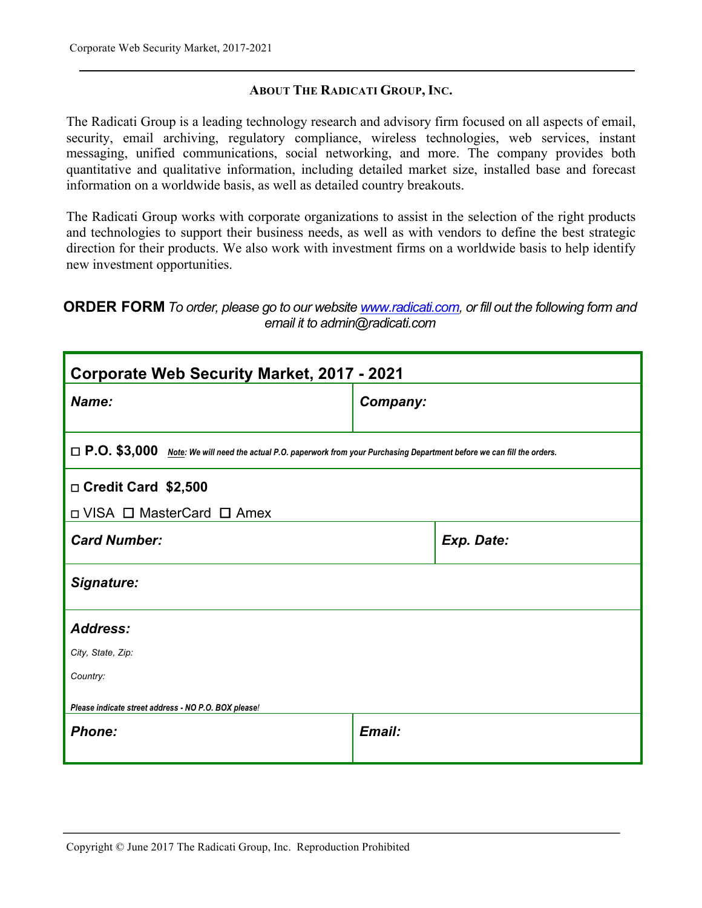## ABOUT THE RADICATI GROUP, INC.

The Radicati Group is a leading technology research and advisory firm focused on all aspects of email, security, email archiving, regulatory compliance, wireless technologies, web services, instant messaging, unified communications, social networking, and more. The company provides both quantitative and qualitative information, including detailed market size, installed base and forecast information on a worldwide basis, as well as detailed country breakouts.

The Radicati Group works with corporate organizations to assist in the selection of the right products and technologies to support their business needs, as well as with vendors to define the best strategic direction for their products. We also work with investment firms on a worldwide basis to help identify new investment opportunities.

**ORDER FORM** *To order, please go to our website www.radicati.com, or fill out the following form and email it to admin@radicati.com*

| **Corporate Web Security Market, 2017 - 2021** | |
|---|---|
| ***Name:*** | ***Company:*** |
| ☐ **P.O. $3,000** ***Note: We will need the actual P.O. paperwork from your Purchasing Department before we can fill the orders.*** | |
| ☐ **Credit Card $2,500**<br>☐ VISA ☐ MasterCard ☐ Amex | |
| ***Card Number:*** | ***Exp. Date:*** |
| ***Signature:*** | |
| ***Address:***<br>*City, State, Zip:*<br>*Country:*<br>***Please indicate street address - NO P.O. BOX please!*** | |
| ***Phone:*** | ***Email:*** |

Copyright © June 2017 The Radicati Group, Inc. Reproduction Prohibited